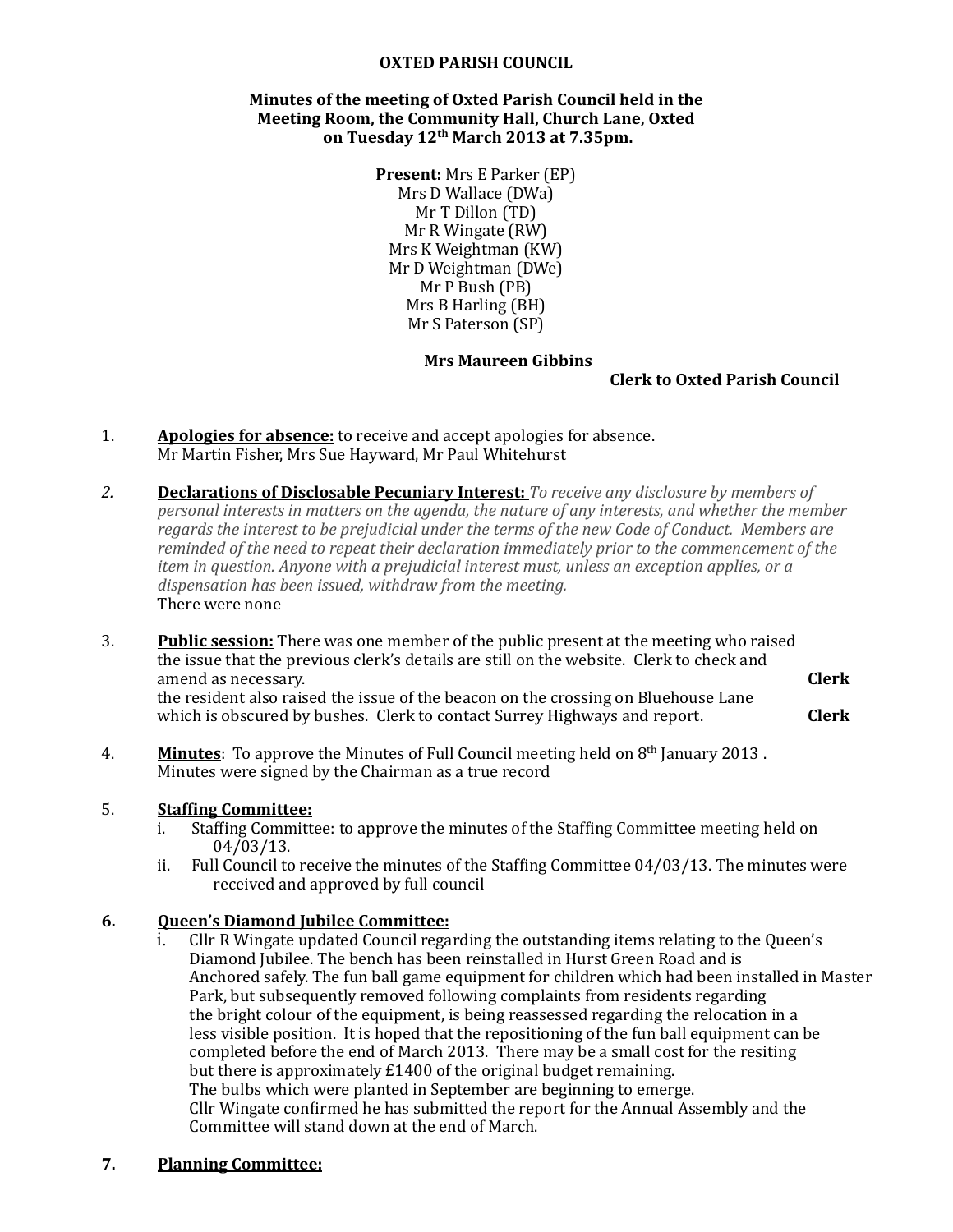# OXTED PARISH COUNCIL

**Minutes of the meeting of Oxted Parish Council held in the Meeting Room, the Community Hall, Church Lane, Oxted on Tuesday 12th March 2013 at 7.35pm.**

**Present:** Mrs E Parker (EP)
Mrs D Wallace (DWa)
Mr T Dillon (TD)
Mr R Wingate (RW)
Mrs K Weightman (KW)
Mr D Weightman (DWe)
Mr P Bush (PB)
Mrs B Harling (BH)
Mr S Paterson (SP)

**Mrs Maureen Gibbins**
**Clerk to Oxted Parish Council**

1. **Apologies for absence:** to receive and accept apologies for absence.
   Mr Martin Fisher, Mrs Sue Hayward, Mr Paul Whitehurst

2. **Declarations of Disclosable Pecuniary Interest:** *To receive any disclosure by members of personal interests in matters on the agenda, the nature of any interests, and whether the member regards the interest to be prejudicial under the terms of the new Code of Conduct. Members are reminded of the need to repeat their declaration immediately prior to the commencement of the item in question. Anyone with a prejudicial interest must, unless an exception applies, or a dispensation has been issued, withdraw from the meeting.*
   There were none

3. **Public session:** There was one member of the public present at the meeting who raised the issue that the previous clerk's details are still on the website. Clerk to check and amend as necessary. **Clerk**
   the resident also raised the issue of the beacon on the crossing on Bluehouse Lane which is obscured by bushes. Clerk to contact Surrey Highways and report. **Clerk**

4. **Minutes**: To approve the Minutes of Full Council meeting held on 8th January 2013 . Minutes were signed by the Chairman as a true record

5. **Staffing Committee:**
   i. Staffing Committee: to approve the minutes of the Staffing Committee meeting held on 04/03/13.
   ii. Full Council to receive the minutes of the Staffing Committee 04/03/13. The minutes were received and approved by full council

6. **Queen's Diamond Jubilee Committee:**
   i. Cllr R Wingate updated Council regarding the outstanding items relating to the Queen's Diamond Jubilee. The bench has been reinstalled in Hurst Green Road and is Anchored safely. The fun ball game equipment for children which had been installed in Master Park, but subsequently removed following complaints from residents regarding the bright colour of the equipment, is being reassessed regarding the relocation in a less visible position. It is hoped that the repositioning of the fun ball equipment can be completed before the end of March 2013. There may be a small cost for the resiting but there is approximately £1400 of the original budget remaining.
   The bulbs which were planted in September are beginning to emerge.
   Cllr Wingate confirmed he has submitted the report for the Annual Assembly and the Committee will stand down at the end of March.

7. **Planning Committee:**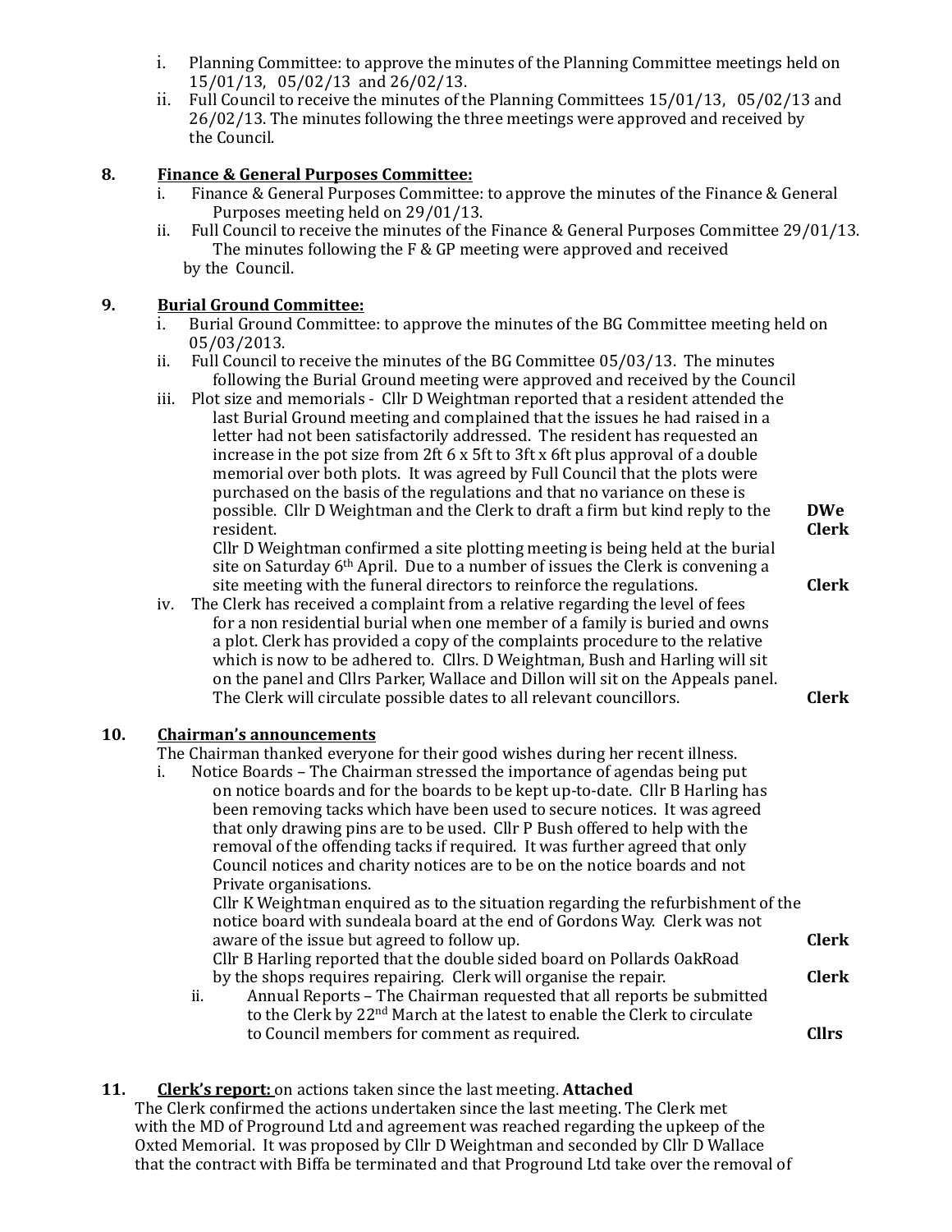i. Planning Committee: to approve the minutes of the Planning Committee meetings held on 15/01/13, 05/02/13 and 26/02/13.

ii. Full Council to receive the minutes of the Planning Committees 15/01/13, 05/02/13 and 26/02/13. The minutes following the three meetings were approved and received by the Council.

**8. Finance & General Purposes Committee:**

i. Finance & General Purposes Committee: to approve the minutes of the Finance & General Purposes meeting held on 29/01/13.

ii. Full Council to receive the minutes of the Finance & General Purposes Committee 29/01/13. The minutes following the F & GP meeting were approved and received by the Council.

**9. Burial Ground Committee:**

i. Burial Ground Committee: to approve the minutes of the BG Committee meeting held on 05/03/2013.

ii. Full Council to receive the minutes of the BG Committee 05/03/13. The minutes following the Burial Ground meeting were approved and received by the Council

iii. Plot size and memorials - Cllr D Weightman reported that a resident attended the last Burial Ground meeting and complained that the issues he had raised in a letter had not been satisfactorily addressed. The resident has requested an increase in the pot size from 2ft 6 x 5ft to 3ft x 6ft plus approval of a double memorial over both plots. It was agreed by Full Council that the plots were purchased on the basis of the regulations and that no variance on these is possible. Cllr D Weightman and the Clerk to draft a firm but kind reply to the resident. **DWe Clerk**

Cllr D Weightman confirmed a site plotting meeting is being held at the burial site on Saturday 6th April. Due to a number of issues the Clerk is convening a site meeting with the funeral directors to reinforce the regulations. **Clerk**

iv. The Clerk has received a complaint from a relative regarding the level of fees for a non residential burial when one member of a family is buried and owns a plot. Clerk has provided a copy of the complaints procedure to the relative which is now to be adhered to. Cllrs. D Weightman, Bush and Harling will sit on the panel and Cllrs Parker, Wallace and Dillon will sit on the Appeals panel. The Clerk will circulate possible dates to all relevant councillors. **Clerk**

**10. Chairman's announcements**

The Chairman thanked everyone for their good wishes during her recent illness.

i. Notice Boards – The Chairman stressed the importance of agendas being put on notice boards and for the boards to be kept up-to-date. Cllr B Harling has been removing tacks which have been used to secure notices. It was agreed that only drawing pins are to be used. Cllr P Bush offered to help with the removal of the offending tacks if required. It was further agreed that only Council notices and charity notices are to be on the notice boards and not Private organisations.

Cllr K Weightman enquired as to the situation regarding the refurbishment of the notice board with sundeala board at the end of Gordons Way. Clerk was not aware of the issue but agreed to follow up. **Clerk**

Cllr B Harling reported that the double sided board on Pollards OakRoad by the shops requires repairing. Clerk will organise the repair. **Clerk**

ii. Annual Reports – The Chairman requested that all reports be submitted to the Clerk by 22nd March at the latest to enable the Clerk to circulate to Council members for comment as required. **Cllrs**

**11. Clerk's report:** on actions taken since the last meeting. **Attached**

The Clerk confirmed the actions undertaken since the last meeting. The Clerk met with the MD of Proground Ltd and agreement was reached regarding the upkeep of the Oxted Memorial. It was proposed by Cllr D Weightman and seconded by Cllr D Wallace that the contract with Biffa be terminated and that Proground Ltd take over the removal of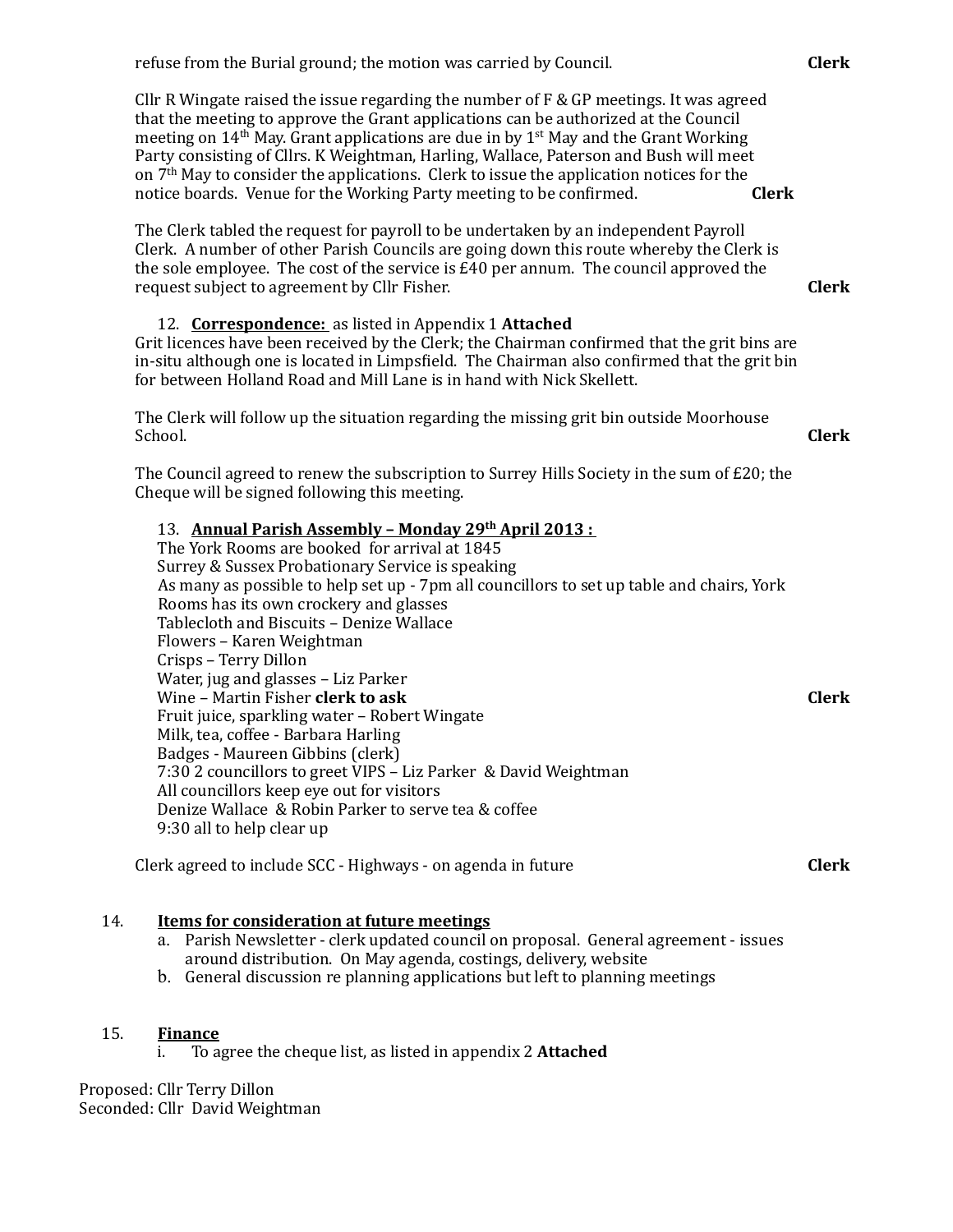refuse from the Burial ground; the motion was carried by Council. **Clerk**

Cllr R Wingate raised the issue regarding the number of F & GP meetings. It was agreed that the meeting to approve the Grant applications can be authorized at the Council meeting on 14th May. Grant applications are due in by 1st May and the Grant Working Party consisting of Cllrs. K Weightman, Harling, Wallace, Paterson and Bush will meet on 7th May to consider the applications. Clerk to issue the application notices for the notice boards. Venue for the Working Party meeting to be confirmed. **Clerk**

The Clerk tabled the request for payroll to be undertaken by an independent Payroll Clerk. A number of other Parish Councils are going down this route whereby the Clerk is the sole employee. The cost of the service is £40 per annum. The council approved the request subject to agreement by Cllr Fisher. **Clerk**

12. **Correspondence:** as listed in Appendix 1 **Attached**

Grit licences have been received by the Clerk; the Chairman confirmed that the grit bins are in-situ although one is located in Limpsfield. The Chairman also confirmed that the grit bin for between Holland Road and Mill Lane is in hand with Nick Skellett.

The Clerk will follow up the situation regarding the missing grit bin outside Moorhouse School. **Clerk**

The Council agreed to renew the subscription to Surrey Hills Society in the sum of £20; the Cheque will be signed following this meeting.

13. **Annual Parish Assembly – Monday 29th April 2013 :**

The York Rooms are booked for arrival at 1845
Surrey & Sussex Probationary Service is speaking
As many as possible to help set up - 7pm all councillors to set up table and chairs, York Rooms has its own crockery and glasses
Tablecloth and Biscuits – Denize Wallace
Flowers – Karen Weightman
Crisps – Terry Dillon
Water, jug and glasses – Liz Parker
Wine – Martin Fisher **clerk to ask** **Clerk**
Fruit juice, sparkling water – Robert Wingate
Milk, tea, coffee - Barbara Harling
Badges - Maureen Gibbins (clerk)
7:30 2 councillors to greet VIPS – Liz Parker & David Weightman
All councillors keep eye out for visitors
Denize Wallace & Robin Parker to serve tea & coffee
9:30 all to help clear up

Clerk agreed to include SCC - Highways - on agenda in future **Clerk**

14. **Items for consideration at future meetings**
   a. Parish Newsletter - clerk updated council on proposal. General agreement - issues around distribution. On May agenda, costings, delivery, website
   b. General discussion re planning applications but left to planning meetings

15. **Finance**
   i. To agree the cheque list, as listed in appendix 2 **Attached**

Proposed: Cllr Terry Dillon
Seconded: Cllr David Weightman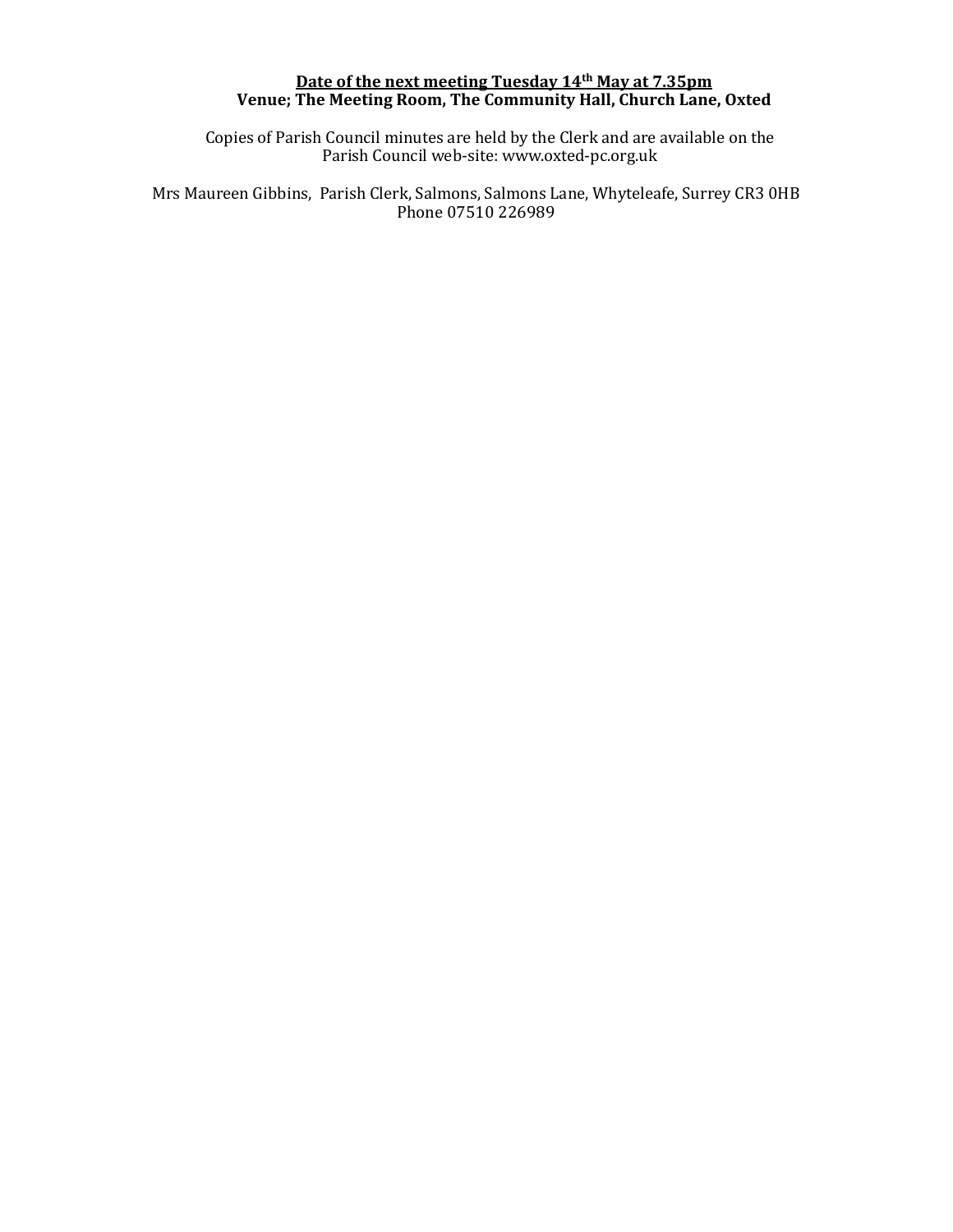**<u>Date of the next meeting Tuesday 14th May at 7.35pm</u>**

**Venue; The Meeting Room, The Community Hall, Church Lane, Oxted**

Copies of Parish Council minutes are held by the Clerk and are available on the Parish Council web-site: www.oxted-pc.org.uk

Mrs Maureen Gibbins, Parish Clerk, Salmons, Salmons Lane, Whyteleafe, Surrey CR3 0HB
Phone 07510 226989